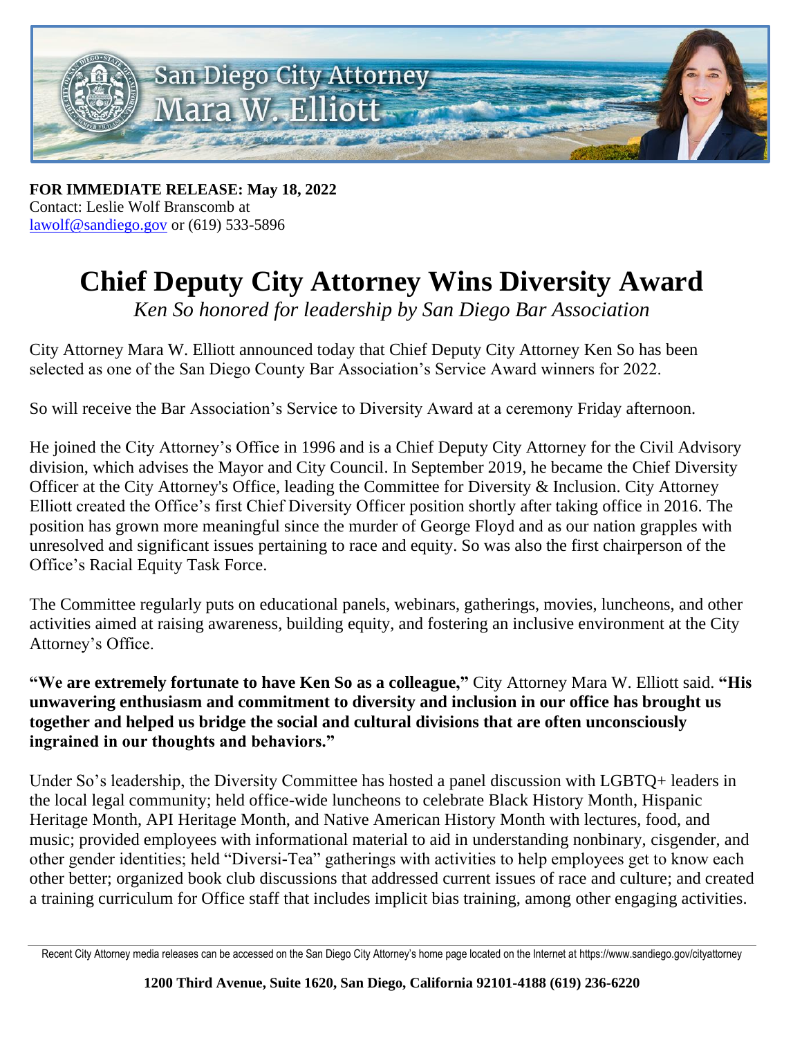San Diego City Attorney
Mara W. Elliott

**FOR IMMEDIATE RELEASE: May 18, 2022**
Contact: Leslie Wolf Branscomb at
lawolf@sandiego.gov or (619) 533-5896

# Chief Deputy City Attorney Wins Diversity Award

*Ken So honored for leadership by San Diego Bar Association*

City Attorney Mara W. Elliott announced today that Chief Deputy City Attorney Ken So has been selected as one of the San Diego County Bar Association's Service Award winners for 2022.

So will receive the Bar Association's Service to Diversity Award at a ceremony Friday afternoon.

He joined the City Attorney's Office in 1996 and is a Chief Deputy City Attorney for the Civil Advisory division, which advises the Mayor and City Council. In September 2019, he became the Chief Diversity Officer at the City Attorney's Office, leading the Committee for Diversity & Inclusion. City Attorney Elliott created the Office's first Chief Diversity Officer position shortly after taking office in 2016. The position has grown more meaningful since the murder of George Floyd and as our nation grapples with unresolved and significant issues pertaining to race and equity. So was also the first chairperson of the Office's Racial Equity Task Force.

The Committee regularly puts on educational panels, webinars, gatherings, movies, luncheons, and other activities aimed at raising awareness, building equity, and fostering an inclusive environment at the City Attorney's Office.

**"We are extremely fortunate to have Ken So as a colleague,"** City Attorney Mara W. Elliott said. **"His unwavering enthusiasm and commitment to diversity and inclusion in our office has brought us together and helped us bridge the social and cultural divisions that are often unconsciously ingrained in our thoughts and behaviors."**

Under So's leadership, the Diversity Committee has hosted a panel discussion with LGBTQ+ leaders in the local legal community; held office-wide luncheons to celebrate Black History Month, Hispanic Heritage Month, API Heritage Month, and Native American History Month with lectures, food, and music; provided employees with informational material to aid in understanding nonbinary, cisgender, and other gender identities; held "Diversi-Tea" gatherings with activities to help employees get to know each other better; organized book club discussions that addressed current issues of race and culture; and created a training curriculum for Office staff that includes implicit bias training, among other engaging activities.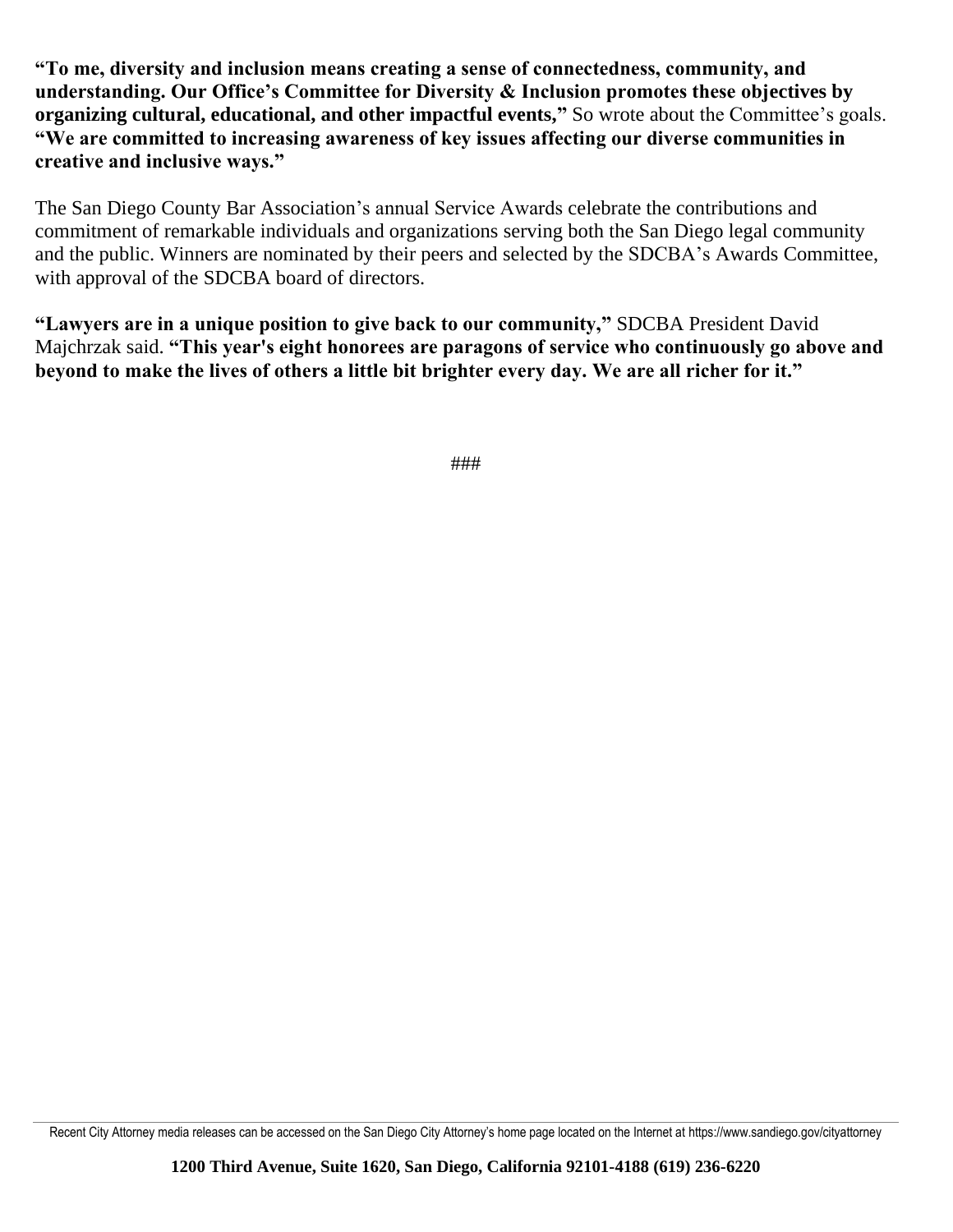**"To me, diversity and inclusion means creating a sense of connectedness, community, and understanding. Our Office's Committee for Diversity & Inclusion promotes these objectives by organizing cultural, educational, and other impactful events,"** So wrote about the Committee's goals. **"We are committed to increasing awareness of key issues affecting our diverse communities in creative and inclusive ways."**

The San Diego County Bar Association's annual Service Awards celebrate the contributions and commitment of remarkable individuals and organizations serving both the San Diego legal community and the public. Winners are nominated by their peers and selected by the SDCBA's Awards Committee, with approval of the SDCBA board of directors.

**"Lawyers are in a unique position to give back to our community,"** SDCBA President David Majchrzak said. **"This year's eight honorees are paragons of service who continuously go above and beyond to make the lives of others a little bit brighter every day. We are all richer for it."**

###

Recent City Attorney media releases can be accessed on the San Diego City Attorney's home page located on the Internet at https://www.sandiego.gov/cityattorney

**1200 Third Avenue, Suite 1620, San Diego, California 92101-4188 (619) 236-6220**